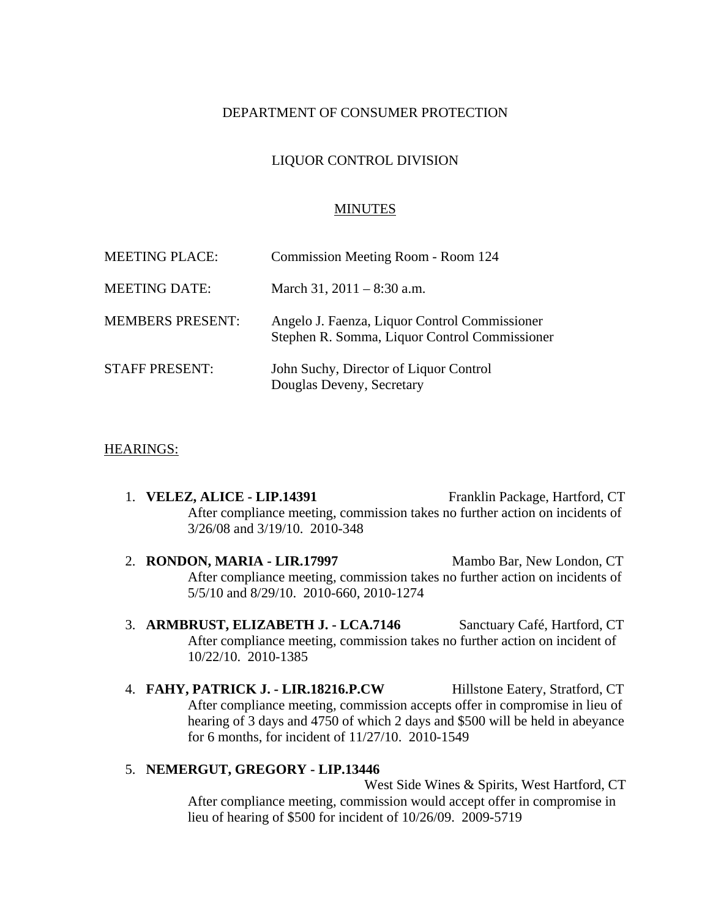DEPARTMENT OF CONSUMER PROTECTION

LIQUOR CONTROL DIVISION

MINUTES

MEETING PLACE: Commission Meeting Room - Room 124

MEETING DATE: March 31, 2011 – 8:30 a.m.

MEMBERS PRESENT: Angelo J. Faenza, Liquor Control Commissioner
Stephen R. Somma, Liquor Control Commissioner

STAFF PRESENT: John Suchy, Director of Liquor Control
Douglas Deveny, Secretary

HEARINGS:

1. **VELEZ, ALICE - LIP.14391** Franklin Package, Hartford, CT
   After compliance meeting, commission takes no further action on incidents of 3/26/08 and 3/19/10. 2010-348

2. **RONDON, MARIA - LIR.17997** Mambo Bar, New London, CT
   After compliance meeting, commission takes no further action on incidents of 5/5/10 and 8/29/10. 2010-660, 2010-1274

3. **ARMBRUST, ELIZABETH J. - LCA.7146** Sanctuary Café, Hartford, CT
   After compliance meeting, commission takes no further action on incident of 10/22/10. 2010-1385

4. **FAHY, PATRICK J. - LIR.18216.P.CW** Hillstone Eatery, Stratford, CT
   After compliance meeting, commission accepts offer in compromise in lieu of hearing of 3 days and 4750 of which 2 days and $500 will be held in abeyance for 6 months, for incident of 11/27/10. 2010-1549

5. **NEMERGUT, GREGORY - LIP.13446**
   West Side Wines & Spirits, West Hartford, CT
   After compliance meeting, commission would accept offer in compromise in lieu of hearing of $500 for incident of 10/26/09. 2009-5719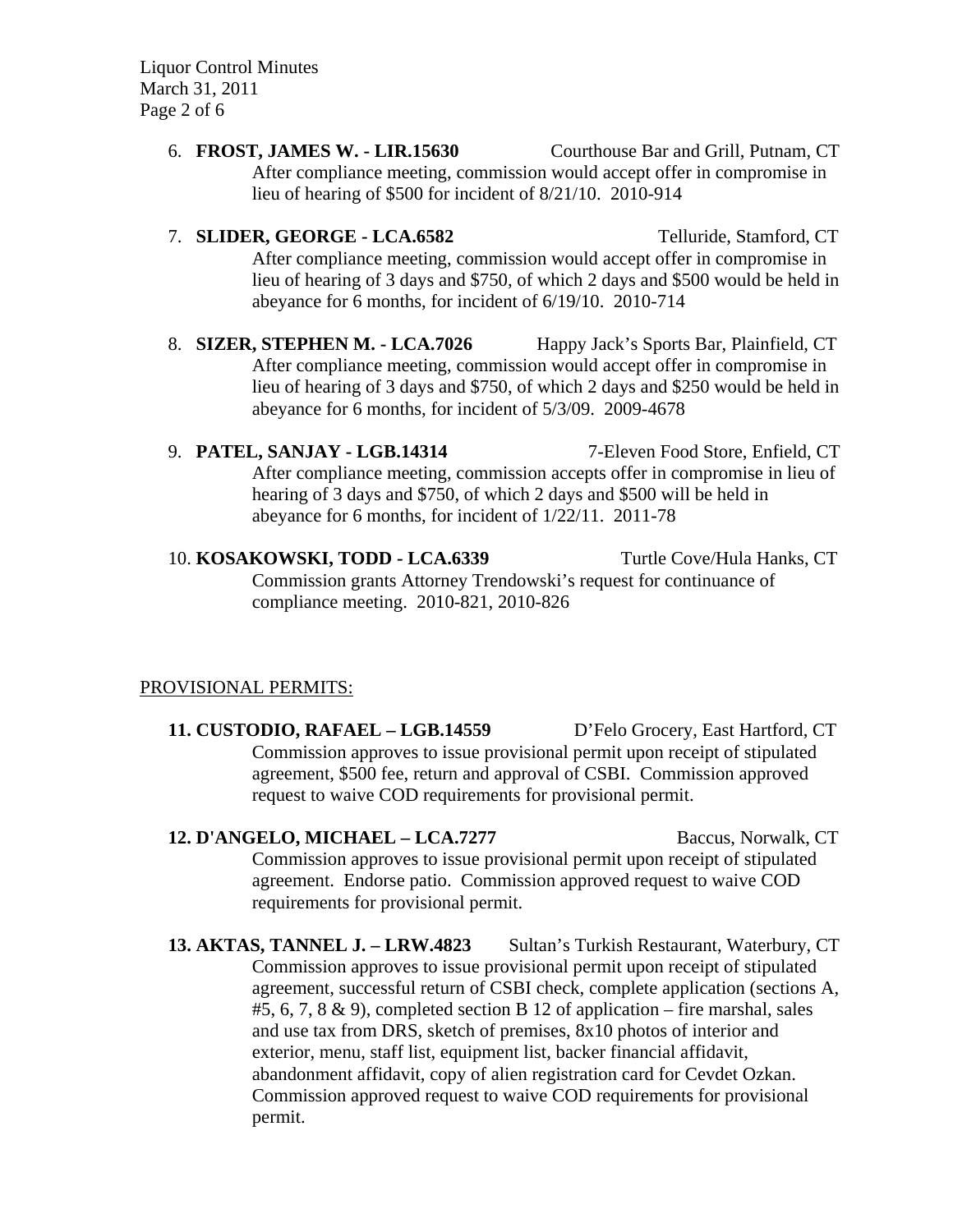6. **FROST, JAMES W. - LIR.15630** Courthouse Bar and Grill, Putnam, CT
   After compliance meeting, commission would accept offer in compromise in lieu of hearing of $500 for incident of 8/21/10. 2010-914

7. **SLIDER, GEORGE - LCA.6582** Telluride, Stamford, CT
   After compliance meeting, commission would accept offer in compromise in lieu of hearing of 3 days and $750, of which 2 days and $500 would be held in abeyance for 6 months, for incident of 6/19/10. 2010-714

8. **SIZER, STEPHEN M. - LCA.7026** Happy Jack's Sports Bar, Plainfield, CT
   After compliance meeting, commission would accept offer in compromise in lieu of hearing of 3 days and $750, of which 2 days and $250 would be held in abeyance for 6 months, for incident of 5/3/09. 2009-4678

9. **PATEL, SANJAY - LGB.14314** 7-Eleven Food Store, Enfield, CT
   After compliance meeting, commission accepts offer in compromise in lieu of hearing of 3 days and $750, of which 2 days and $500 will be held in abeyance for 6 months, for incident of 1/22/11. 2011-78

10. **KOSAKOWSKI, TODD - LCA.6339** Turtle Cove/Hula Hanks, CT
    Commission grants Attorney Trendowski's request for continuance of compliance meeting. 2010-821, 2010-826

PROVISIONAL PERMITS:

**11. CUSTODIO, RAFAEL – LGB.14559** D'Felo Grocery, East Hartford, CT
Commission approves to issue provisional permit upon receipt of stipulated agreement, $500 fee, return and approval of CSBI. Commission approved request to waive COD requirements for provisional permit.

**12. D'ANGELO, MICHAEL – LCA.7277** Baccus, Norwalk, CT
Commission approves to issue provisional permit upon receipt of stipulated agreement. Endorse patio. Commission approved request to waive COD requirements for provisional permit.

**13. AKTAS, TANNEL J. – LRW.4823** Sultan's Turkish Restaurant, Waterbury, CT
Commission approves to issue provisional permit upon receipt of stipulated agreement, successful return of CSBI check, complete application (sections A, #5, 6, 7, 8 & 9), completed section B 12 of application – fire marshal, sales and use tax from DRS, sketch of premises, 8x10 photos of interior and exterior, menu, staff list, equipment list, backer financial affidavit, abandonment affidavit, copy of alien registration card for Cevdet Ozkan. Commission approved request to waive COD requirements for provisional permit.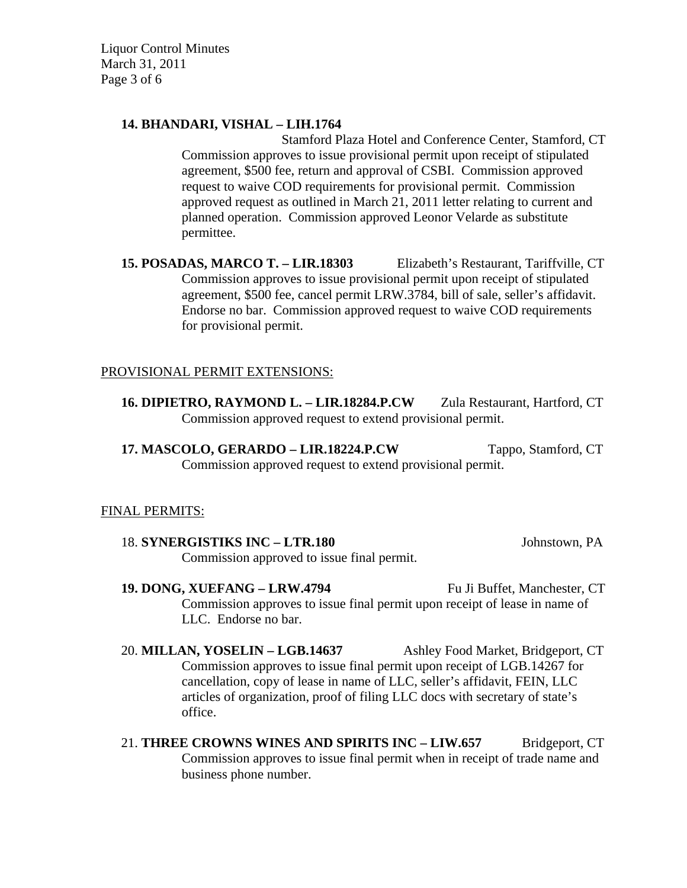**14. BHANDARI, VISHAL – LIH.1764** Stamford Plaza Hotel and Conference Center, Stamford, CT

Commission approves to issue provisional permit upon receipt of stipulated agreement, $500 fee, return and approval of CSBI. Commission approved request to waive COD requirements for provisional permit. Commission approved request as outlined in March 21, 2011 letter relating to current and planned operation. Commission approved Leonor Velarde as substitute permittee.

**15. POSADAS, MARCO T. – LIR.18303** Elizabeth's Restaurant, Tariffville, CT

Commission approves to issue provisional permit upon receipt of stipulated agreement, $500 fee, cancel permit LRW.3784, bill of sale, seller's affidavit. Endorse no bar. Commission approved request to waive COD requirements for provisional permit.

PROVISIONAL PERMIT EXTENSIONS:

**16. DIPIETRO, RAYMOND L. – LIR.18284.P.CW** Zula Restaurant, Hartford, CT

Commission approved request to extend provisional permit.

**17. MASCOLO, GERARDO – LIR.18224.P.CW** Tappo, Stamford, CT

Commission approved request to extend provisional permit.

FINAL PERMITS:

18. **SYNERGISTIKS INC – LTR.180** Johnstown, PA

Commission approved to issue final permit.

**19. DONG, XUEFANG – LRW.4794** Fu Ji Buffet, Manchester, CT

Commission approves to issue final permit upon receipt of lease in name of LLC. Endorse no bar.

20. **MILLAN, YOSELIN – LGB.14637** Ashley Food Market, Bridgeport, CT

Commission approves to issue final permit upon receipt of LGB.14267 for cancellation, copy of lease in name of LLC, seller's affidavit, FEIN, LLC articles of organization, proof of filing LLC docs with secretary of state's office.

21. **THREE CROWNS WINES AND SPIRITS INC – LIW.657** Bridgeport, CT

Commission approves to issue final permit when in receipt of trade name and business phone number.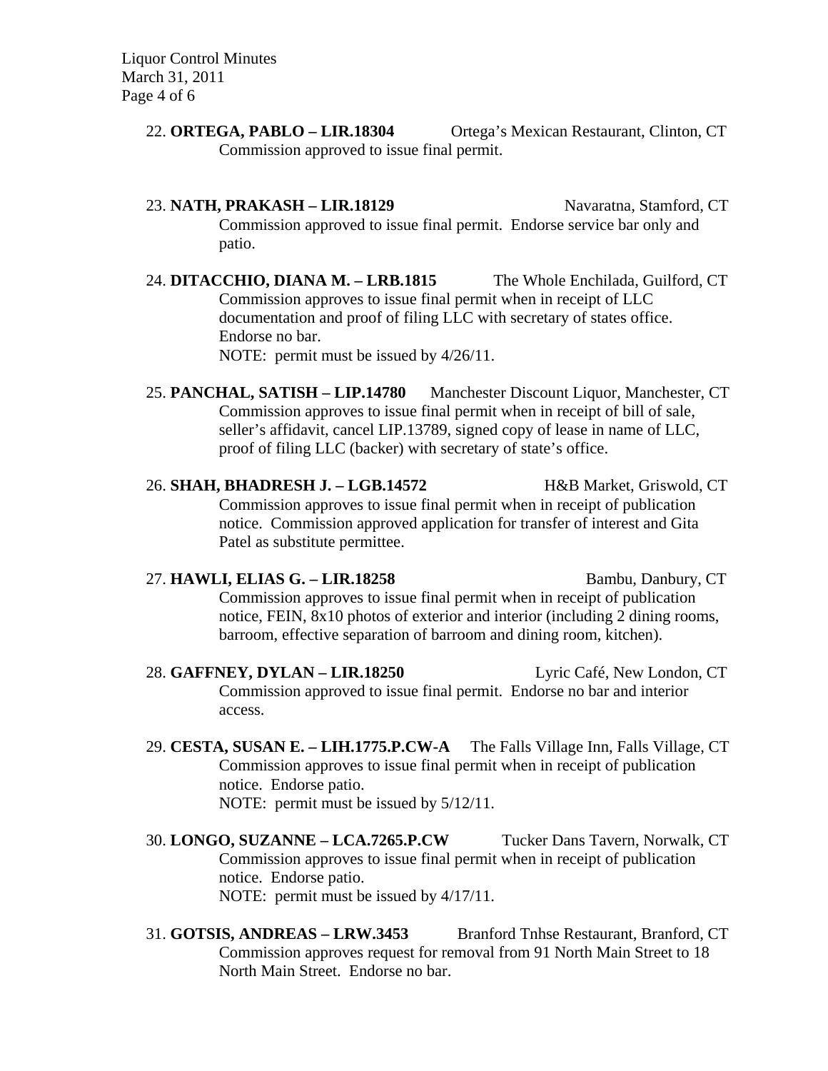22. **ORTEGA, PABLO – LIR.18304** Ortega's Mexican Restaurant, Clinton, CT
    Commission approved to issue final permit.

23. **NATH, PRAKASH – LIR.18129** Navaratna, Stamford, CT
    Commission approved to issue final permit. Endorse service bar only and patio.

24. **DITACCHIO, DIANA M. – LRB.1815** The Whole Enchilada, Guilford, CT
    Commission approves to issue final permit when in receipt of LLC documentation and proof of filing LLC with secretary of states office. Endorse no bar.
    NOTE: permit must be issued by 4/26/11.

25. **PANCHAL, SATISH – LIP.14780** Manchester Discount Liquor, Manchester, CT
    Commission approves to issue final permit when in receipt of bill of sale, seller's affidavit, cancel LIP.13789, signed copy of lease in name of LLC, proof of filing LLC (backer) with secretary of state's office.

26. **SHAH, BHADRESH J. – LGB.14572** H&B Market, Griswold, CT
    Commission approves to issue final permit when in receipt of publication notice. Commission approved application for transfer of interest and Gita Patel as substitute permittee.

27. **HAWLI, ELIAS G. – LIR.18258** Bambu, Danbury, CT
    Commission approves to issue final permit when in receipt of publication notice, FEIN, 8x10 photos of exterior and interior (including 2 dining rooms, barroom, effective separation of barroom and dining room, kitchen).

28. **GAFFNEY, DYLAN – LIR.18250** Lyric Café, New London, CT
    Commission approved to issue final permit. Endorse no bar and interior access.

29. **CESTA, SUSAN E. – LIH.1775.P.CW-A** The Falls Village Inn, Falls Village, CT
    Commission approves to issue final permit when in receipt of publication notice. Endorse patio.
    NOTE: permit must be issued by 5/12/11.

30. **LONGO, SUZANNE – LCA.7265.P.CW** Tucker Dans Tavern, Norwalk, CT
    Commission approves to issue final permit when in receipt of publication notice. Endorse patio.
    NOTE: permit must be issued by 4/17/11.

31. **GOTSIS, ANDREAS – LRW.3453** Branford Tnhse Restaurant, Branford, CT
    Commission approves request for removal from 91 North Main Street to 18 North Main Street. Endorse no bar.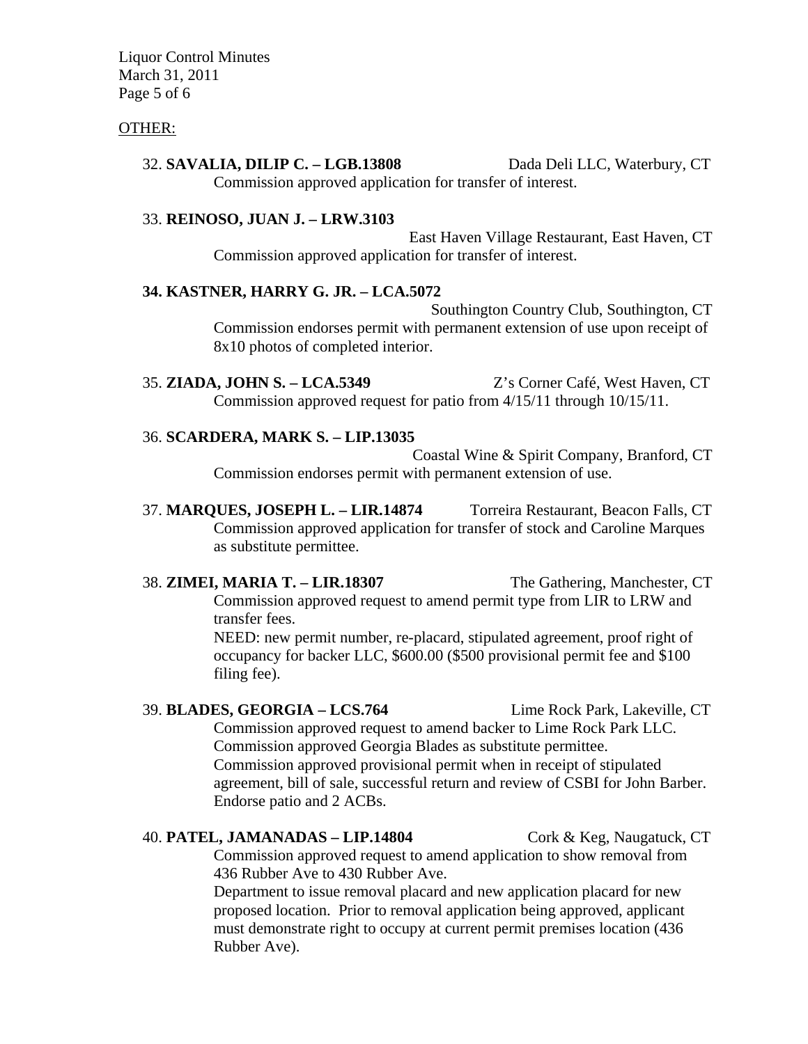OTHER:

32. **SAVALIA, DILIP C. – LGB.13808** Dada Deli LLC, Waterbury, CT
    Commission approved application for transfer of interest.

33. **REINOSO, JUAN J. – LRW.3103**
    East Haven Village Restaurant, East Haven, CT
    Commission approved application for transfer of interest.

**34. KASTNER, HARRY G. JR. – LCA.5072**
    Southington Country Club, Southington, CT
    Commission endorses permit with permanent extension of use upon receipt of 8x10 photos of completed interior.

35. **ZIADA, JOHN S. – LCA.5349** Z's Corner Café, West Haven, CT
    Commission approved request for patio from 4/15/11 through 10/15/11.

36. **SCARDERA, MARK S. – LIP.13035**
    Coastal Wine & Spirit Company, Branford, CT
    Commission endorses permit with permanent extension of use.

37. **MARQUES, JOSEPH L. – LIR.14874** Torreira Restaurant, Beacon Falls, CT
    Commission approved application for transfer of stock and Caroline Marques as substitute permittee.

38. **ZIMEI, MARIA T. – LIR.18307** The Gathering, Manchester, CT
    Commission approved request to amend permit type from LIR to LRW and transfer fees.
    NEED: new permit number, re-placard, stipulated agreement, proof right of occupancy for backer LLC, $600.00 ($500 provisional permit fee and $100 filing fee).

39. **BLADES, GEORGIA – LCS.764** Lime Rock Park, Lakeville, CT
    Commission approved request to amend backer to Lime Rock Park LLC.
    Commission approved Georgia Blades as substitute permittee.
    Commission approved provisional permit when in receipt of stipulated agreement, bill of sale, successful return and review of CSBI for John Barber.
    Endorse patio and 2 ACBs.

40. **PATEL, JAMANADAS – LIP.14804** Cork & Keg, Naugatuck, CT
    Commission approved request to amend application to show removal from 436 Rubber Ave to 430 Rubber Ave.
    Department to issue removal placard and new application placard for new proposed location. Prior to removal application being approved, applicant must demonstrate right to occupy at current permit premises location (436 Rubber Ave).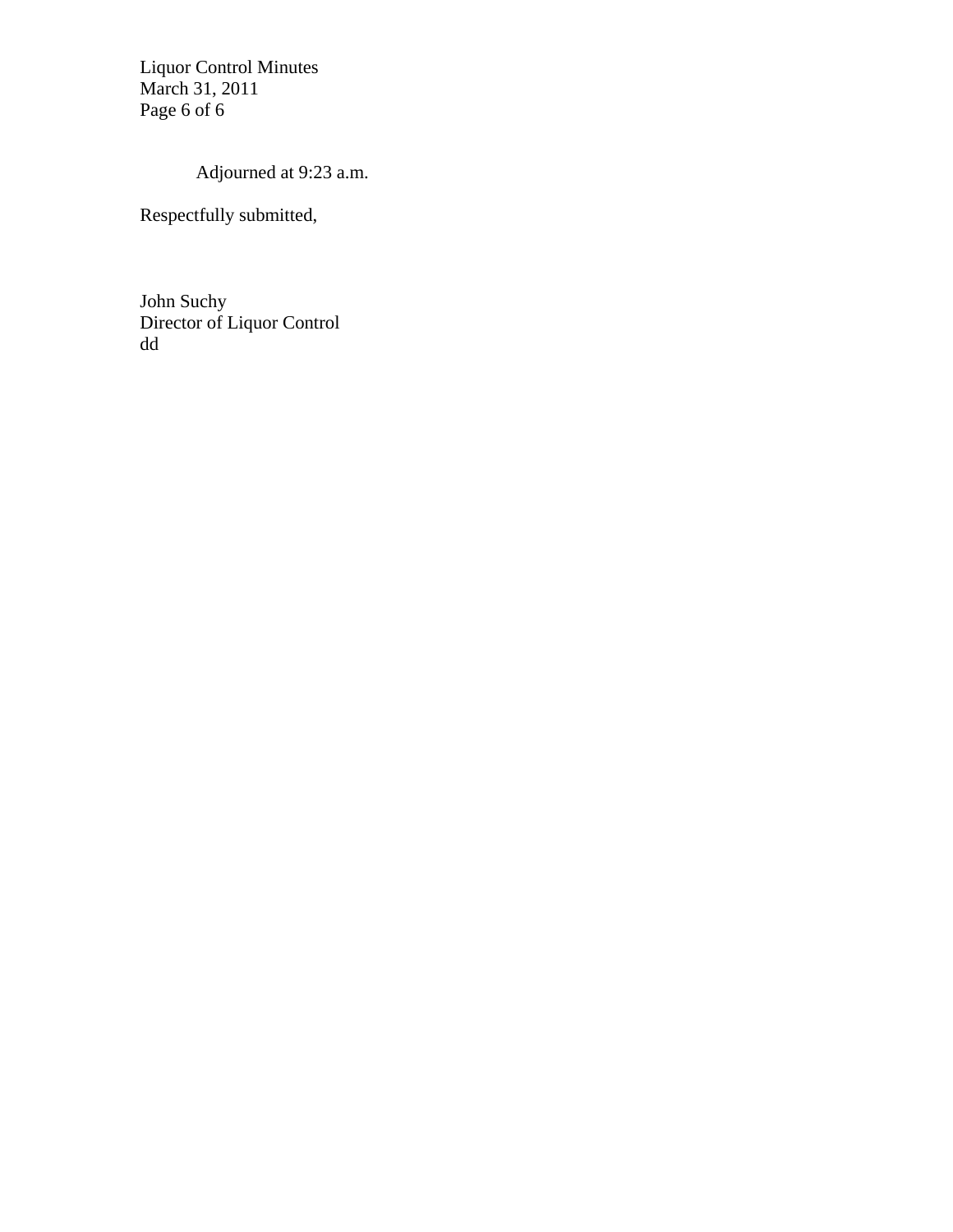Adjourned at 9:23 a.m.

Respectfully submitted,

John Suchy
Director of Liquor Control
dd